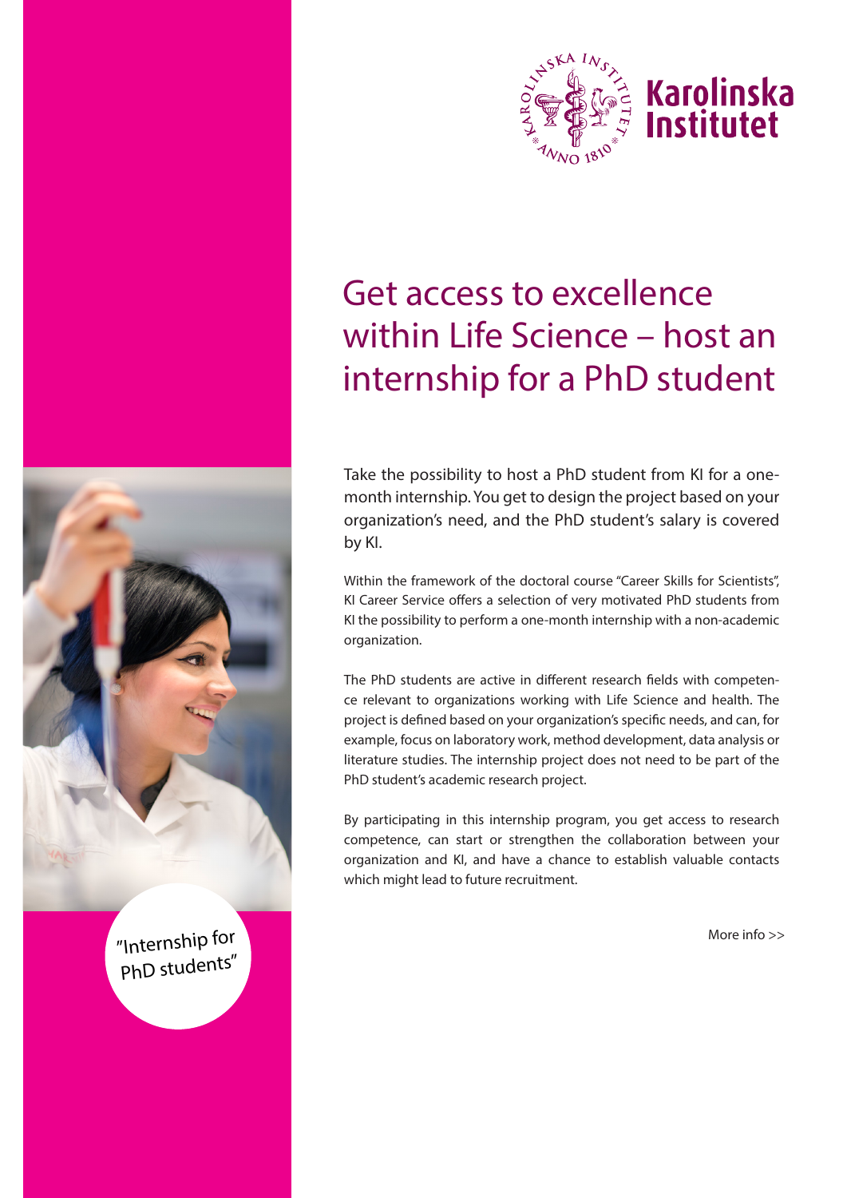Karolinska Institutet

# Get access to excellence within Life Science – host an internship for a PhD student

Take the possibility to host a PhD student from KI for a one-month internship. You get to design the project based on your organization's need, and the PhD student's salary is covered by KI.

Within the framework of the doctoral course "Career Skills for Scientists", KI Career Service offers a selection of very motivated PhD students from KI the possibility to perform a one-month internship with a non-academic organization.

The PhD students are active in different research fields with competence relevant to organizations working with Life Science and health. The project is defined based on your organization's specific needs, and can, for example, focus on laboratory work, method development, data analysis or literature studies. The internship project does not need to be part of the PhD student's academic research project.

By participating in this internship program, you get access to research competence, can start or strengthen the collaboration between your organization and KI, and have a chance to establish valuable contacts which might lead to future recruitment.

"Internship for PhD students"

More info >>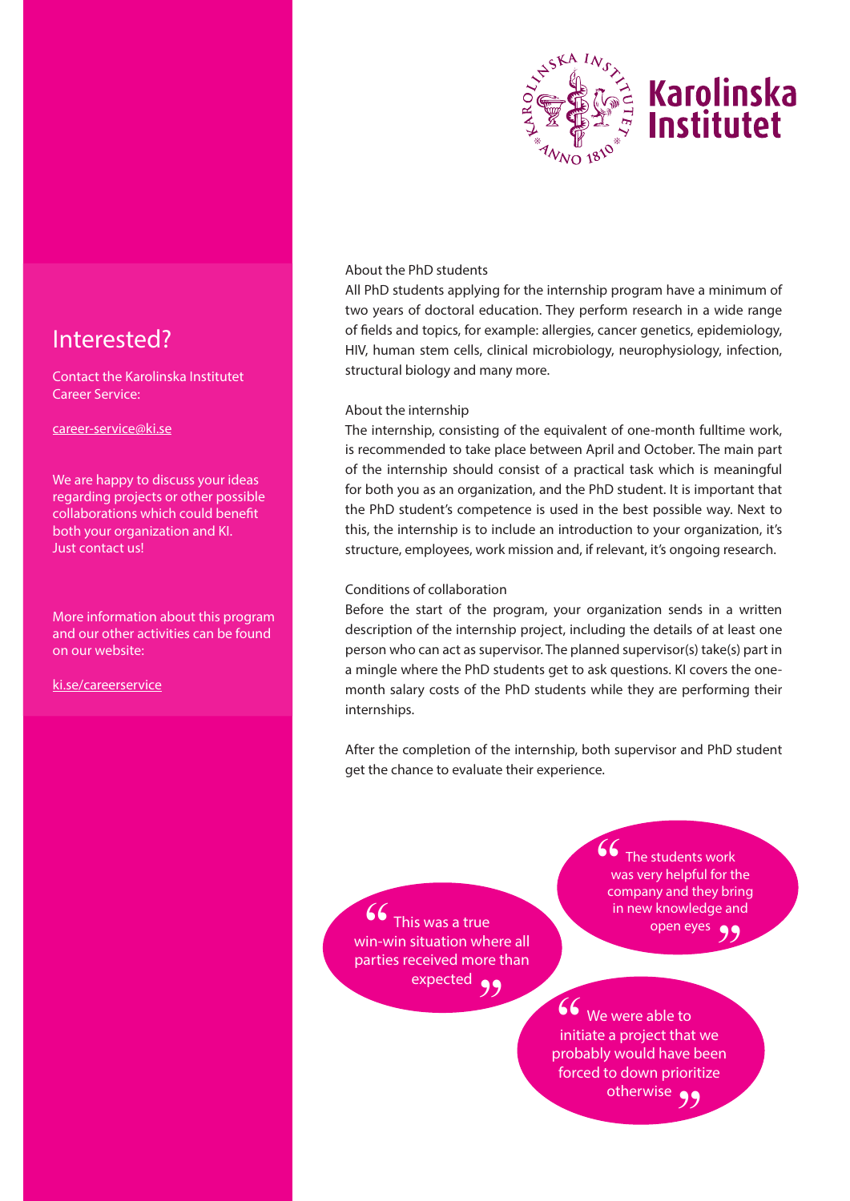Karolinska Institutet

## Interested?

Contact the Karolinska Institutet Career Service:

career-service@ki.se

We are happy to discuss your ideas regarding projects or other possible collaborations which could benefit both your organization and KI. Just contact us!

More information about this program and our other activities can be found on our website:

ki.se/careerservice

### About the PhD students

All PhD students applying for the internship program have a minimum of two years of doctoral education. They perform research in a wide range of fields and topics, for example: allergies, cancer genetics, epidemiology, HIV, human stem cells, clinical microbiology, neurophysiology, infection, structural biology and many more.

### About the internship

The internship, consisting of the equivalent of one-month fulltime work, is recommended to take place between April and October. The main part of the internship should consist of a practical task which is meaningful for both you as an organization, and the PhD student. It is important that the PhD student's competence is used in the best possible way. Next to this, the internship is to include an introduction to your organization, it's structure, employees, work mission and, if relevant, it's ongoing research.

### Conditions of collaboration

Before the start of the program, your organization sends in a written description of the internship project, including the details of at least one person who can act as supervisor. The planned supervisor(s) take(s) part in a mingle where the PhD students get to ask questions. KI covers the one-month salary costs of the PhD students while they are performing their internships.

After the completion of the internship, both supervisor and PhD student get the chance to evaluate their experience.

> "The students work was very helpful for the company and they bring in new knowledge and open eyes"

> "This was a true win-win situation where all parties received more than expected"

> "We were able to initiate a project that we probably would have been forced to down prioritize otherwise"